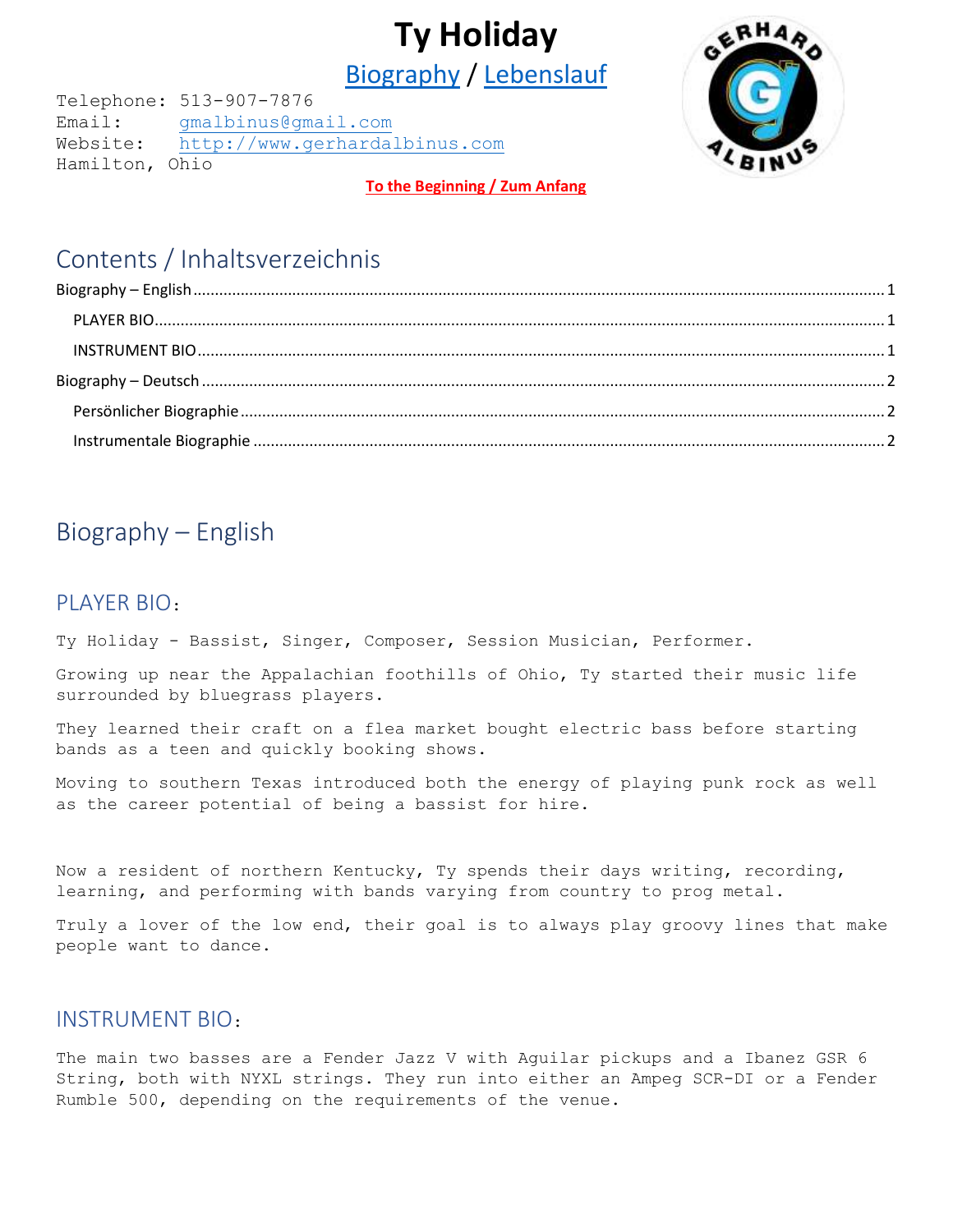# Ty Holiday

Biography / Lebenslauf

Telephone: 513-907-7876
Email: gmalbinus@gmail.com
Website: http://www.gerhardalbinus.com
Hamilton, Ohio

**To the Beginning / Zum Anfang**

## Contents / Inhaltsverzeichnis

- Biography – English ........ 1
  - PLAYER BIO ........ 1
  - INSTRUMENT BIO ........ 1
- Biography – Deutsch ........ 2
  - Persönlicher Biographie ........ 2
  - Instrumentale Biographie ........ 2

## Biography – English

### PLAYER BIO:

Ty Holiday - Bassist, Singer, Composer, Session Musician, Performer.

Growing up near the Appalachian foothills of Ohio, Ty started their music life surrounded by bluegrass players.

They learned their craft on a flea market bought electric bass before starting bands as a teen and quickly booking shows.

Moving to southern Texas introduced both the energy of playing punk rock as well as the career potential of being a bassist for hire.

Now a resident of northern Kentucky, Ty spends their days writing, recording, learning, and performing with bands varying from country to prog metal.

Truly a lover of the low end, their goal is to always play groovy lines that make people want to dance.

### INSTRUMENT BIO:

The main two basses are a Fender Jazz V with Aguilar pickups and a Ibanez GSR 6 String, both with NYXL strings. They run into either an Ampeg SCR-DI or a Fender Rumble 500, depending on the requirements of the venue.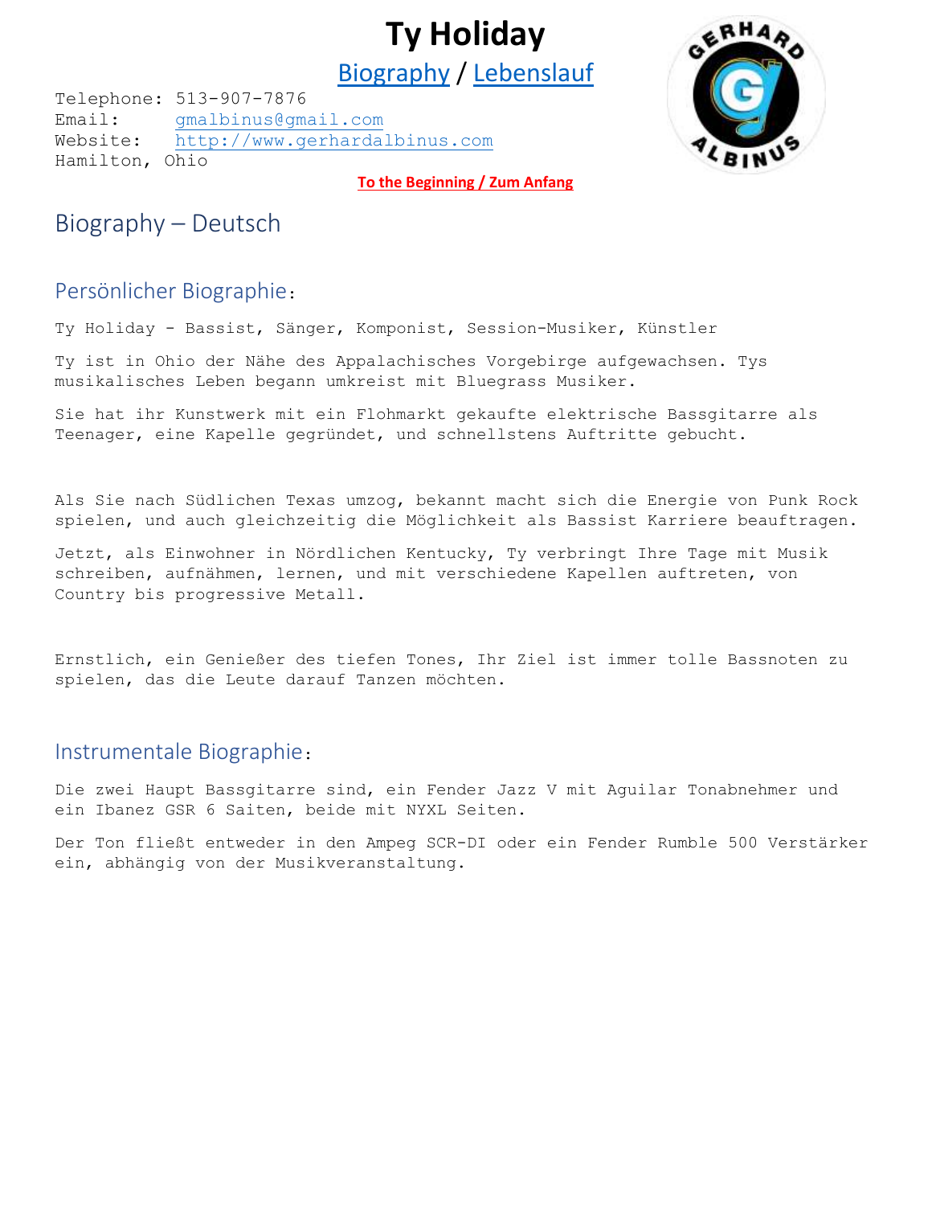# Ty Holiday

## Biography / Lebenslauf

Telephone: 513-907-7876
Email: gmalbinus@gmail.com
Website: http://www.gerhardalbinus.com
Hamilton, Ohio

**To the Beginning / Zum Anfang**

## Biography – Deutsch

### Persönlicher Biographie:

Ty Holiday - Bassist, Sänger, Komponist, Session-Musiker, Künstler

Ty ist in Ohio der Nähe des Appalachisches Vorgebirge aufgewachsen. Tys musikalisches Leben begann umkreist mit Bluegrass Musiker.

Sie hat ihr Kunstwerk mit ein Flohmarkt gekaufte elektrische Bassgitarre als Teenager, eine Kapelle gegründet, und schnellstens Auftritte gebucht.

Als Sie nach Südlichen Texas umzog, bekannt macht sich die Energie von Punk Rock spielen, und auch gleichzeitig die Möglichkeit als Bassist Karriere beauftragen.

Jetzt, als Einwohner in Nördlichen Kentucky, Ty verbringt Ihre Tage mit Musik schreiben, aufnähmen, lernen, und mit verschiedene Kapellen auftreten, von Country bis progressive Metall.

Ernstlich, ein Genießer des tiefen Tones, Ihr Ziel ist immer tolle Bassnoten zu spielen, das die Leute darauf Tanzen möchten.

### Instrumentale Biographie:

Die zwei Haupt Bassgitarre sind, ein Fender Jazz V mit Aguilar Tonabnehmer und ein Ibanez GSR 6 Saiten, beide mit NYXL Seiten.

Der Ton fließt entweder in den Ampeg SCR-DI oder ein Fender Rumble 500 Verstärker ein, abhängig von der Musikveranstaltung.